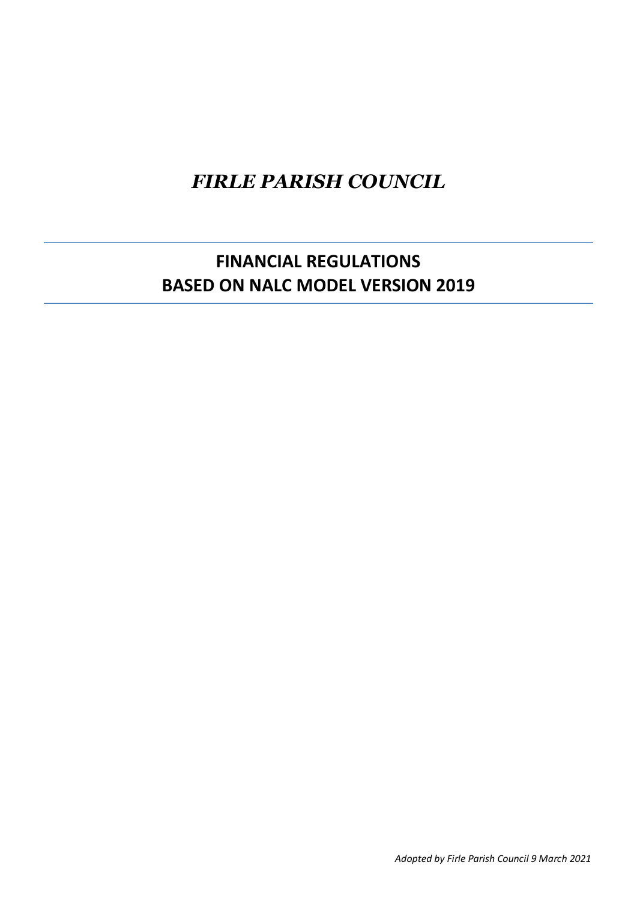# *FIRLE PARISH COUNCIL*

---

## FINANCIAL REGULATIONS
## BASED ON NALC MODEL VERSION 2019

---

*Adopted by Firle Parish Council 9 March 2021*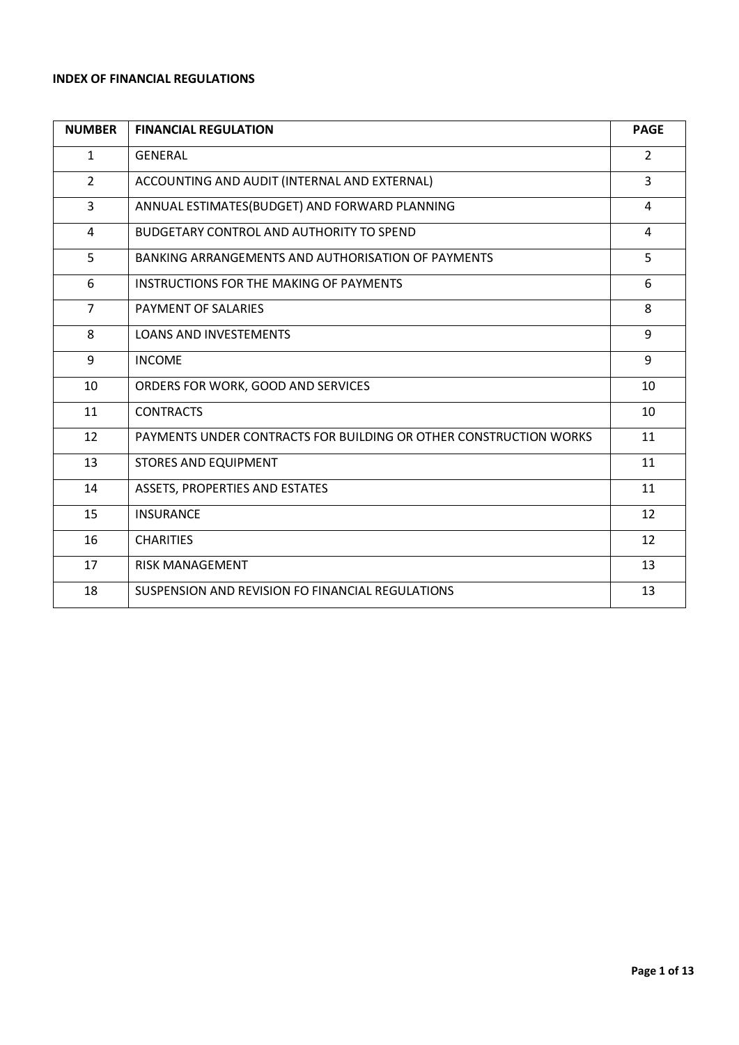**INDEX OF FINANCIAL REGULATIONS**

| NUMBER | FINANCIAL REGULATION | PAGE |
|---|---|---|
| 1 | GENERAL | 2 |
| 2 | ACCOUNTING AND AUDIT (INTERNAL AND EXTERNAL) | 3 |
| 3 | ANNUAL ESTIMATES(BUDGET) AND FORWARD PLANNING | 4 |
| 4 | BUDGETARY CONTROL AND AUTHORITY TO SPEND | 4 |
| 5 | BANKING ARRANGEMENTS AND AUTHORISATION OF PAYMENTS | 5 |
| 6 | INSTRUCTIONS FOR THE MAKING OF PAYMENTS | 6 |
| 7 | PAYMENT OF SALARIES | 8 |
| 8 | LOANS AND INVESTEMENTS | 9 |
| 9 | INCOME | 9 |
| 10 | ORDERS FOR WORK, GOOD AND SERVICES | 10 |
| 11 | CONTRACTS | 10 |
| 12 | PAYMENTS UNDER CONTRACTS FOR BUILDING OR OTHER CONSTRUCTION WORKS | 11 |
| 13 | STORES AND EQUIPMENT | 11 |
| 14 | ASSETS, PROPERTIES AND ESTATES | 11 |
| 15 | INSURANCE | 12 |
| 16 | CHARITIES | 12 |
| 17 | RISK MANAGEMENT | 13 |
| 18 | SUSPENSION AND REVISION FO FINANCIAL REGULATIONS | 13 |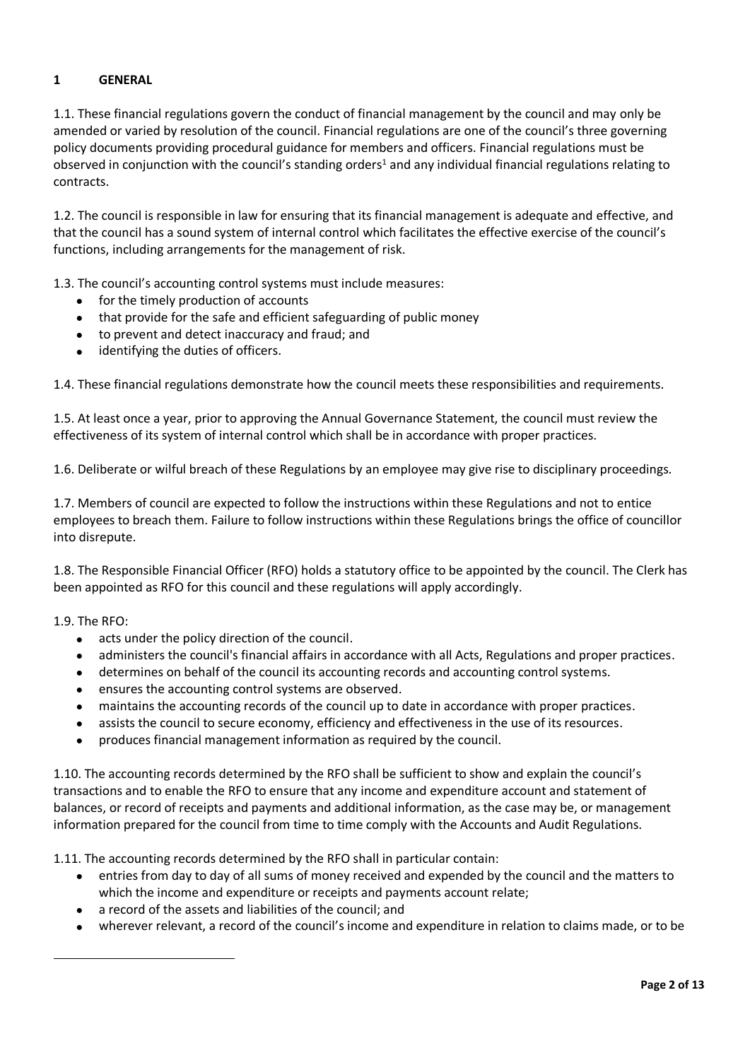## 1 GENERAL

1.1. These financial regulations govern the conduct of financial management by the council and may only be amended or varied by resolution of the council. Financial regulations are one of the council's three governing policy documents providing procedural guidance for members and officers. Financial regulations must be observed in conjunction with the council's standing orders[1] and any individual financial regulations relating to contracts.

1.2. The council is responsible in law for ensuring that its financial management is adequate and effective, and that the council has a sound system of internal control which facilitates the effective exercise of the council's functions, including arrangements for the management of risk.

1.3. The council's accounting control systems must include measures:

- for the timely production of accounts
- that provide for the safe and efficient safeguarding of public money
- to prevent and detect inaccuracy and fraud; and
- identifying the duties of officers.

1.4. These financial regulations demonstrate how the council meets these responsibilities and requirements.

1.5. At least once a year, prior to approving the Annual Governance Statement, the council must review the effectiveness of its system of internal control which shall be in accordance with proper practices.

1.6. Deliberate or wilful breach of these Regulations by an employee may give rise to disciplinary proceedings.

1.7. Members of council are expected to follow the instructions within these Regulations and not to entice employees to breach them. Failure to follow instructions within these Regulations brings the office of councillor into disrepute.

1.8. The Responsible Financial Officer (RFO) holds a statutory office to be appointed by the council. The Clerk has been appointed as RFO for this council and these regulations will apply accordingly.

1.9. The RFO:

- acts under the policy direction of the council.
- administers the council's financial affairs in accordance with all Acts, Regulations and proper practices.
- determines on behalf of the council its accounting records and accounting control systems.
- ensures the accounting control systems are observed.
- maintains the accounting records of the council up to date in accordance with proper practices.
- assists the council to secure economy, efficiency and effectiveness in the use of its resources.
- produces financial management information as required by the council.

1.10. The accounting records determined by the RFO shall be sufficient to show and explain the council's transactions and to enable the RFO to ensure that any income and expenditure account and statement of balances, or record of receipts and payments and additional information, as the case may be, or management information prepared for the council from time to time comply with the Accounts and Audit Regulations.

1.11. The accounting records determined by the RFO shall in particular contain:

- entries from day to day of all sums of money received and expended by the council and the matters to which the income and expenditure or receipts and payments account relate;
- a record of the assets and liabilities of the council; and
- wherever relevant, a record of the council's income and expenditure in relation to claims made, or to be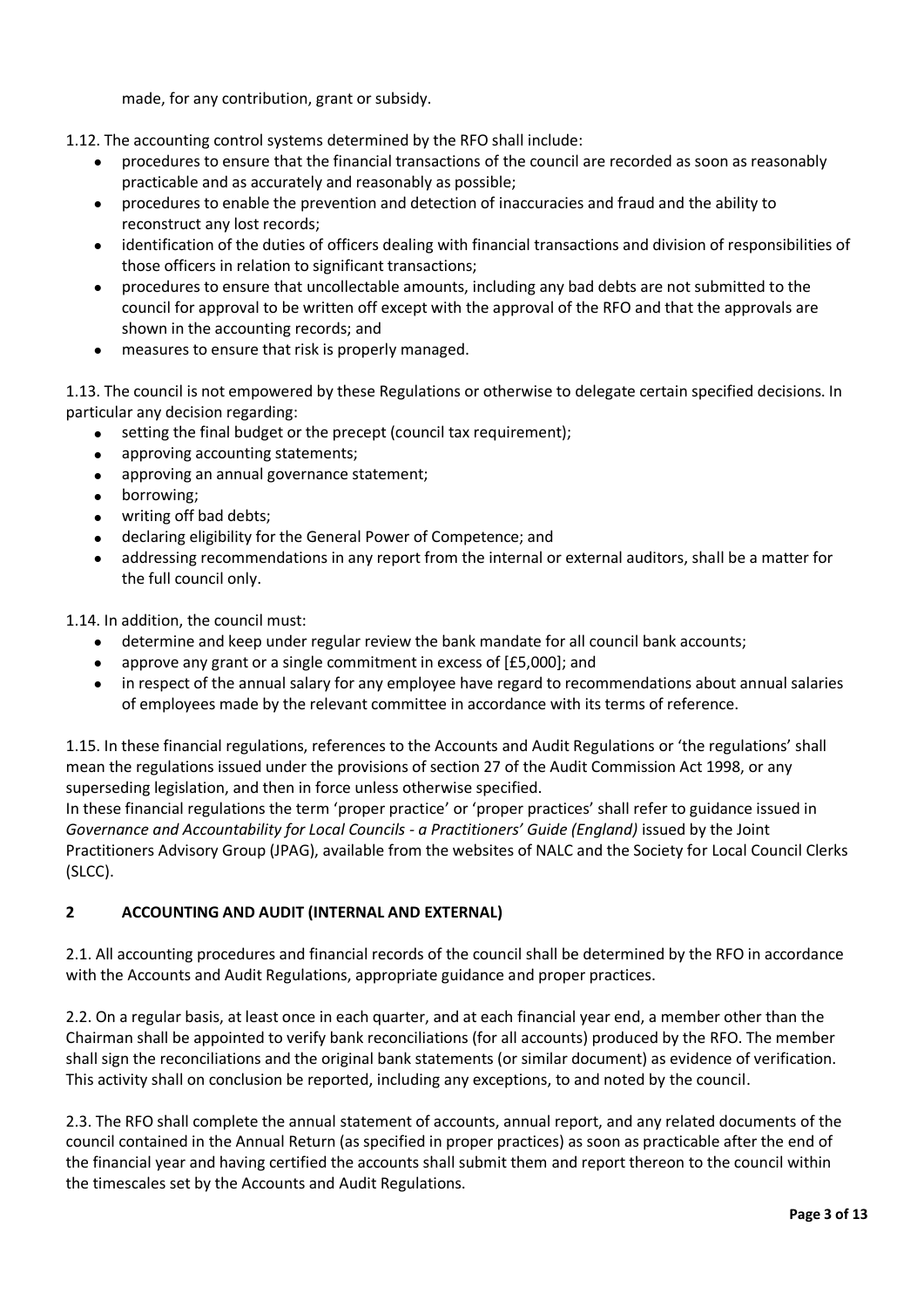made, for any contribution, grant or subsidy.

1.12. The accounting control systems determined by the RFO shall include:

- procedures to ensure that the financial transactions of the council are recorded as soon as reasonably practicable and as accurately and reasonably as possible;
- procedures to enable the prevention and detection of inaccuracies and fraud and the ability to reconstruct any lost records;
- identification of the duties of officers dealing with financial transactions and division of responsibilities of those officers in relation to significant transactions;
- procedures to ensure that uncollectable amounts, including any bad debts are not submitted to the council for approval to be written off except with the approval of the RFO and that the approvals are shown in the accounting records; and
- measures to ensure that risk is properly managed.

1.13. The council is not empowered by these Regulations or otherwise to delegate certain specified decisions. In particular any decision regarding:

- setting the final budget or the precept (council tax requirement);
- approving accounting statements;
- approving an annual governance statement;
- borrowing;
- writing off bad debts;
- declaring eligibility for the General Power of Competence; and
- addressing recommendations in any report from the internal or external auditors, shall be a matter for the full council only.

1.14. In addition, the council must:

- determine and keep under regular review the bank mandate for all council bank accounts;
- approve any grant or a single commitment in excess of [£5,000]; and
- in respect of the annual salary for any employee have regard to recommendations about annual salaries of employees made by the relevant committee in accordance with its terms of reference.

1.15. In these financial regulations, references to the Accounts and Audit Regulations or 'the regulations' shall mean the regulations issued under the provisions of section 27 of the Audit Commission Act 1998, or any superseding legislation, and then in force unless otherwise specified.

In these financial regulations the term 'proper practice' or 'proper practices' shall refer to guidance issued in *Governance and Accountability for Local Councils - a Practitioners' Guide (England)* issued by the Joint Practitioners Advisory Group (JPAG), available from the websites of NALC and the Society for Local Council Clerks (SLCC).

## 2 ACCOUNTING AND AUDIT (INTERNAL AND EXTERNAL)

2.1. All accounting procedures and financial records of the council shall be determined by the RFO in accordance with the Accounts and Audit Regulations, appropriate guidance and proper practices.

2.2. On a regular basis, at least once in each quarter, and at each financial year end, a member other than the Chairman shall be appointed to verify bank reconciliations (for all accounts) produced by the RFO. The member shall sign the reconciliations and the original bank statements (or similar document) as evidence of verification. This activity shall on conclusion be reported, including any exceptions, to and noted by the council.

2.3. The RFO shall complete the annual statement of accounts, annual report, and any related documents of the council contained in the Annual Return (as specified in proper practices) as soon as practicable after the end of the financial year and having certified the accounts shall submit them and report thereon to the council within the timescales set by the Accounts and Audit Regulations.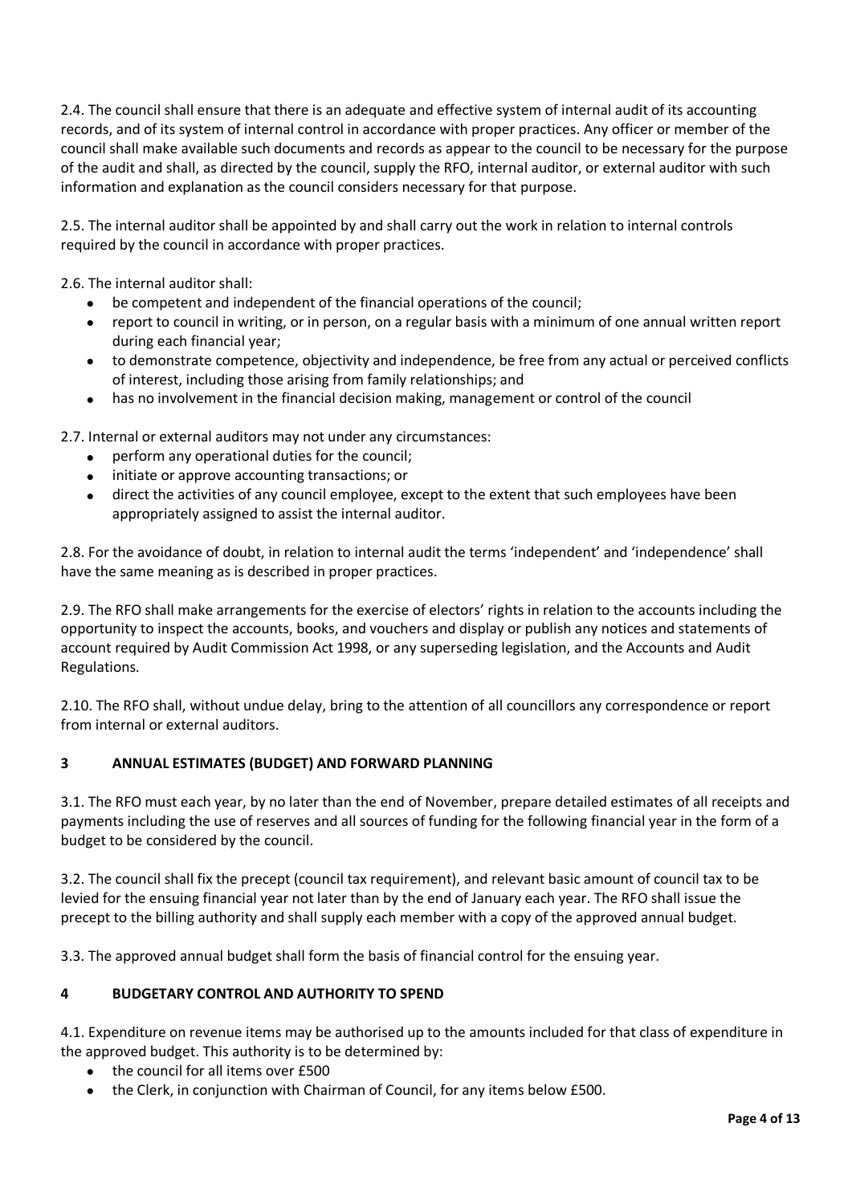2.4. The council shall ensure that there is an adequate and effective system of internal audit of its accounting records, and of its system of internal control in accordance with proper practices. Any officer or member of the council shall make available such documents and records as appear to the council to be necessary for the purpose of the audit and shall, as directed by the council, supply the RFO, internal auditor, or external auditor with such information and explanation as the council considers necessary for that purpose.

2.5. The internal auditor shall be appointed by and shall carry out the work in relation to internal controls required by the council in accordance with proper practices.

2.6. The internal auditor shall:

- be competent and independent of the financial operations of the council;
- report to council in writing, or in person, on a regular basis with a minimum of one annual written report during each financial year;
- to demonstrate competence, objectivity and independence, be free from any actual or perceived conflicts of interest, including those arising from family relationships; and
- has no involvement in the financial decision making, management or control of the council

2.7. Internal or external auditors may not under any circumstances:

- perform any operational duties for the council;
- initiate or approve accounting transactions; or
- direct the activities of any council employee, except to the extent that such employees have been appropriately assigned to assist the internal auditor.

2.8. For the avoidance of doubt, in relation to internal audit the terms 'independent' and 'independence' shall have the same meaning as is described in proper practices.

2.9. The RFO shall make arrangements for the exercise of electors' rights in relation to the accounts including the opportunity to inspect the accounts, books, and vouchers and display or publish any notices and statements of account required by Audit Commission Act 1998, or any superseding legislation, and the Accounts and Audit Regulations.

2.10. The RFO shall, without undue delay, bring to the attention of all councillors any correspondence or report from internal or external auditors.

## 3 ANNUAL ESTIMATES (BUDGET) AND FORWARD PLANNING

3.1. The RFO must each year, by no later than the end of November, prepare detailed estimates of all receipts and payments including the use of reserves and all sources of funding for the following financial year in the form of a budget to be considered by the council.

3.2. The council shall fix the precept (council tax requirement), and relevant basic amount of council tax to be levied for the ensuing financial year not later than by the end of January each year. The RFO shall issue the precept to the billing authority and shall supply each member with a copy of the approved annual budget.

3.3. The approved annual budget shall form the basis of financial control for the ensuing year.

## 4 BUDGETARY CONTROL AND AUTHORITY TO SPEND

4.1. Expenditure on revenue items may be authorised up to the amounts included for that class of expenditure in the approved budget. This authority is to be determined by:

- the council for all items over £500
- the Clerk, in conjunction with Chairman of Council, for any items below £500.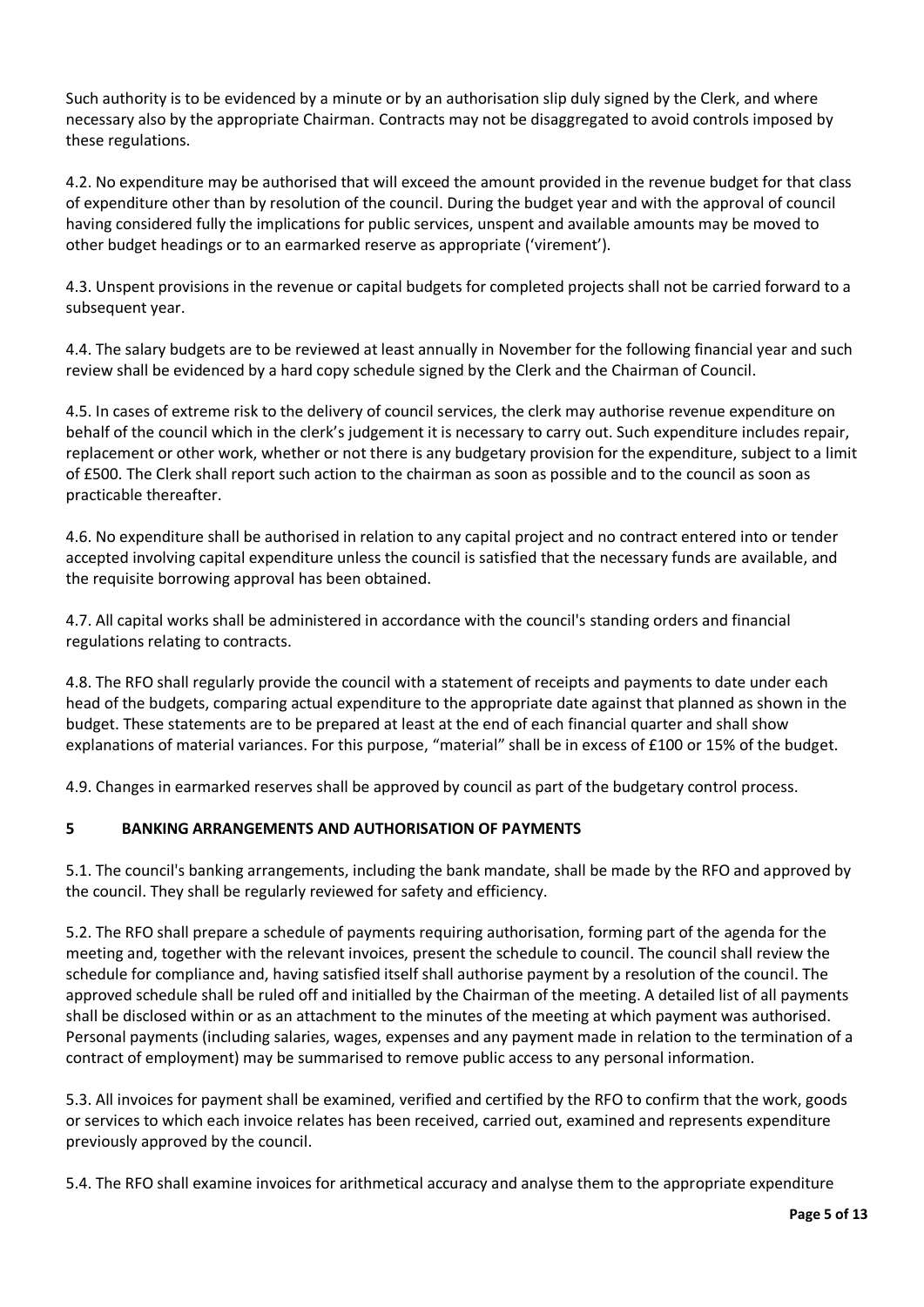Such authority is to be evidenced by a minute or by an authorisation slip duly signed by the Clerk, and where necessary also by the appropriate Chairman. Contracts may not be disaggregated to avoid controls imposed by these regulations.

4.2. No expenditure may be authorised that will exceed the amount provided in the revenue budget for that class of expenditure other than by resolution of the council. During the budget year and with the approval of council having considered fully the implications for public services, unspent and available amounts may be moved to other budget headings or to an earmarked reserve as appropriate ('virement').

4.3. Unspent provisions in the revenue or capital budgets for completed projects shall not be carried forward to a subsequent year.

4.4. The salary budgets are to be reviewed at least annually in November for the following financial year and such review shall be evidenced by a hard copy schedule signed by the Clerk and the Chairman of Council.

4.5. In cases of extreme risk to the delivery of council services, the clerk may authorise revenue expenditure on behalf of the council which in the clerk's judgement it is necessary to carry out. Such expenditure includes repair, replacement or other work, whether or not there is any budgetary provision for the expenditure, subject to a limit of £500. The Clerk shall report such action to the chairman as soon as possible and to the council as soon as practicable thereafter.

4.6. No expenditure shall be authorised in relation to any capital project and no contract entered into or tender accepted involving capital expenditure unless the council is satisfied that the necessary funds are available, and the requisite borrowing approval has been obtained.

4.7. All capital works shall be administered in accordance with the council's standing orders and financial regulations relating to contracts.

4.8. The RFO shall regularly provide the council with a statement of receipts and payments to date under each head of the budgets, comparing actual expenditure to the appropriate date against that planned as shown in the budget. These statements are to be prepared at least at the end of each financial quarter and shall show explanations of material variances. For this purpose, "material" shall be in excess of £100 or 15% of the budget.

4.9. Changes in earmarked reserves shall be approved by council as part of the budgetary control process.

## 5 BANKING ARRANGEMENTS AND AUTHORISATION OF PAYMENTS

5.1. The council's banking arrangements, including the bank mandate, shall be made by the RFO and approved by the council. They shall be regularly reviewed for safety and efficiency.

5.2. The RFO shall prepare a schedule of payments requiring authorisation, forming part of the agenda for the meeting and, together with the relevant invoices, present the schedule to council. The council shall review the schedule for compliance and, having satisfied itself shall authorise payment by a resolution of the council. The approved schedule shall be ruled off and initialled by the Chairman of the meeting. A detailed list of all payments shall be disclosed within or as an attachment to the minutes of the meeting at which payment was authorised. Personal payments (including salaries, wages, expenses and any payment made in relation to the termination of a contract of employment) may be summarised to remove public access to any personal information.

5.3. All invoices for payment shall be examined, verified and certified by the RFO to confirm that the work, goods or services to which each invoice relates has been received, carried out, examined and represents expenditure previously approved by the council.

5.4. The RFO shall examine invoices for arithmetical accuracy and analyse them to the appropriate expenditure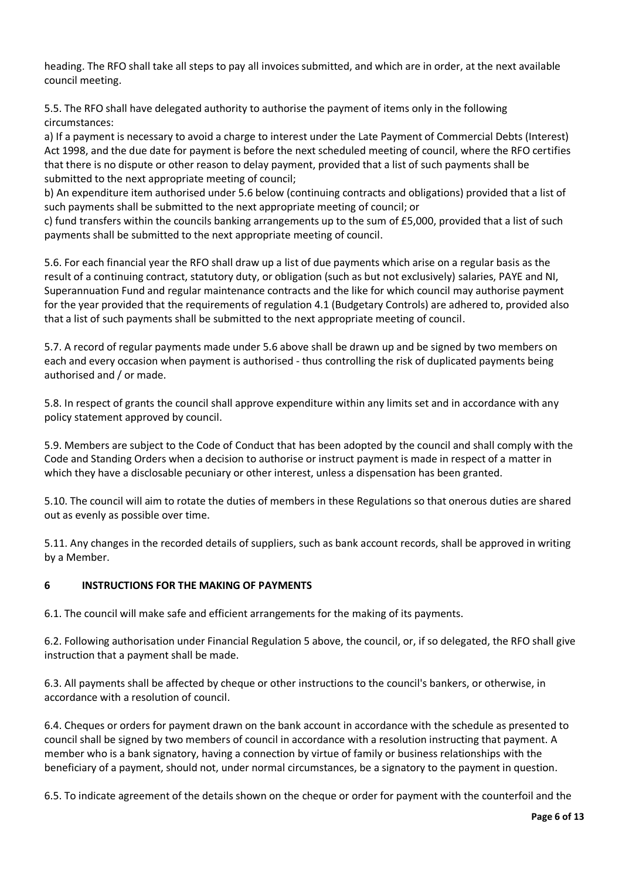heading. The RFO shall take all steps to pay all invoices submitted, and which are in order, at the next available council meeting.

5.5. The RFO shall have delegated authority to authorise the payment of items only in the following circumstances:

a) If a payment is necessary to avoid a charge to interest under the Late Payment of Commercial Debts (Interest) Act 1998, and the due date for payment is before the next scheduled meeting of council, where the RFO certifies that there is no dispute or other reason to delay payment, provided that a list of such payments shall be submitted to the next appropriate meeting of council;

b) An expenditure item authorised under 5.6 below (continuing contracts and obligations) provided that a list of such payments shall be submitted to the next appropriate meeting of council; or

c) fund transfers within the councils banking arrangements up to the sum of £5,000, provided that a list of such payments shall be submitted to the next appropriate meeting of council.

5.6. For each financial year the RFO shall draw up a list of due payments which arise on a regular basis as the result of a continuing contract, statutory duty, or obligation (such as but not exclusively) salaries, PAYE and NI, Superannuation Fund and regular maintenance contracts and the like for which council may authorise payment for the year provided that the requirements of regulation 4.1 (Budgetary Controls) are adhered to, provided also that a list of such payments shall be submitted to the next appropriate meeting of council.

5.7. A record of regular payments made under 5.6 above shall be drawn up and be signed by two members on each and every occasion when payment is authorised - thus controlling the risk of duplicated payments being authorised and / or made.

5.8. In respect of grants the council shall approve expenditure within any limits set and in accordance with any policy statement approved by council.

5.9. Members are subject to the Code of Conduct that has been adopted by the council and shall comply with the Code and Standing Orders when a decision to authorise or instruct payment is made in respect of a matter in which they have a disclosable pecuniary or other interest, unless a dispensation has been granted.

5.10. The council will aim to rotate the duties of members in these Regulations so that onerous duties are shared out as evenly as possible over time.

5.11. Any changes in the recorded details of suppliers, such as bank account records, shall be approved in writing by a Member.

## 6 INSTRUCTIONS FOR THE MAKING OF PAYMENTS

6.1. The council will make safe and efficient arrangements for the making of its payments.

6.2. Following authorisation under Financial Regulation 5 above, the council, or, if so delegated, the RFO shall give instruction that a payment shall be made.

6.3. All payments shall be affected by cheque or other instructions to the council's bankers, or otherwise, in accordance with a resolution of council.

6.4. Cheques or orders for payment drawn on the bank account in accordance with the schedule as presented to council shall be signed by two members of council in accordance with a resolution instructing that payment. A member who is a bank signatory, having a connection by virtue of family or business relationships with the beneficiary of a payment, should not, under normal circumstances, be a signatory to the payment in question.

6.5. To indicate agreement of the details shown on the cheque or order for payment with the counterfoil and the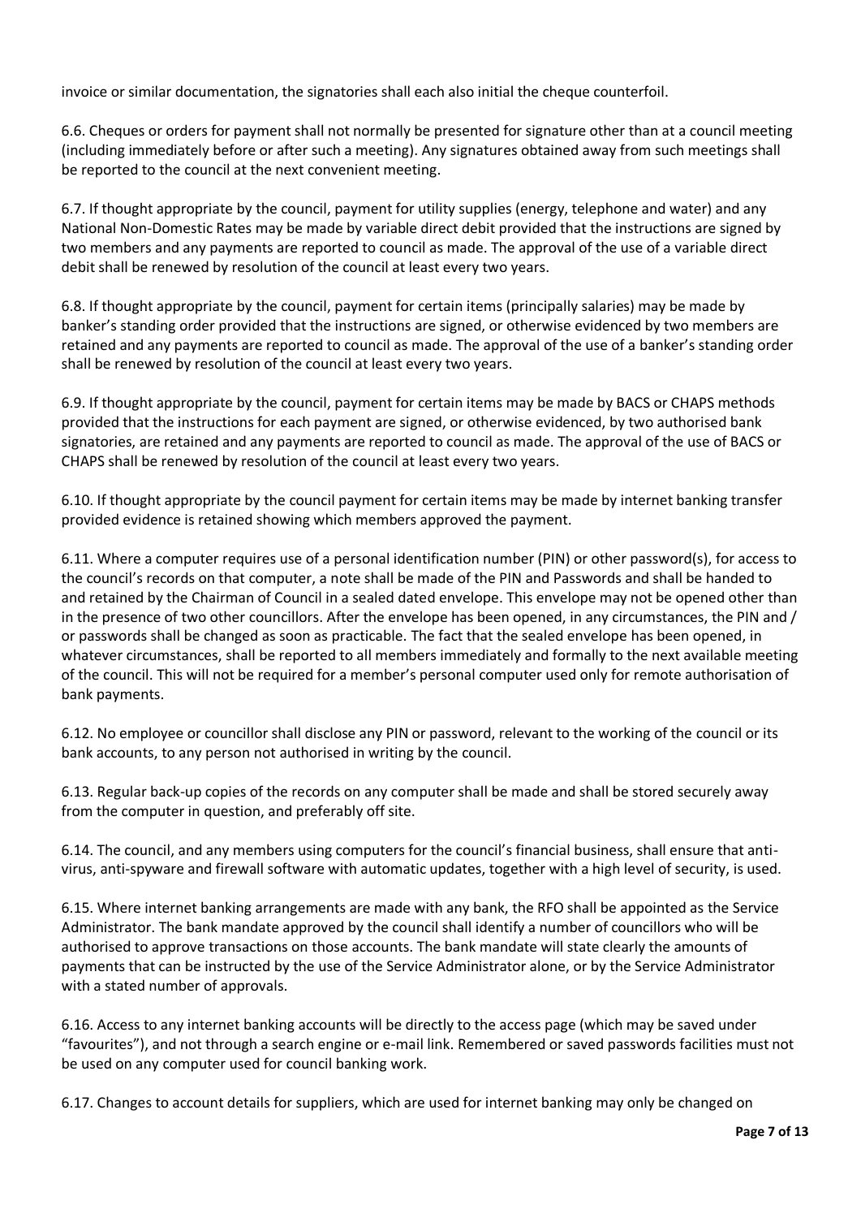invoice or similar documentation, the signatories shall each also initial the cheque counterfoil.

6.6. Cheques or orders for payment shall not normally be presented for signature other than at a council meeting (including immediately before or after such a meeting). Any signatures obtained away from such meetings shall be reported to the council at the next convenient meeting.

6.7. If thought appropriate by the council, payment for utility supplies (energy, telephone and water) and any National Non-Domestic Rates may be made by variable direct debit provided that the instructions are signed by two members and any payments are reported to council as made. The approval of the use of a variable direct debit shall be renewed by resolution of the council at least every two years.

6.8. If thought appropriate by the council, payment for certain items (principally salaries) may be made by banker's standing order provided that the instructions are signed, or otherwise evidenced by two members are retained and any payments are reported to council as made. The approval of the use of a banker's standing order shall be renewed by resolution of the council at least every two years.

6.9. If thought appropriate by the council, payment for certain items may be made by BACS or CHAPS methods provided that the instructions for each payment are signed, or otherwise evidenced, by two authorised bank signatories, are retained and any payments are reported to council as made. The approval of the use of BACS or CHAPS shall be renewed by resolution of the council at least every two years.

6.10. If thought appropriate by the council payment for certain items may be made by internet banking transfer provided evidence is retained showing which members approved the payment.

6.11. Where a computer requires use of a personal identification number (PIN) or other password(s), for access to the council's records on that computer, a note shall be made of the PIN and Passwords and shall be handed to and retained by the Chairman of Council in a sealed dated envelope. This envelope may not be opened other than in the presence of two other councillors. After the envelope has been opened, in any circumstances, the PIN and / or passwords shall be changed as soon as practicable. The fact that the sealed envelope has been opened, in whatever circumstances, shall be reported to all members immediately and formally to the next available meeting of the council. This will not be required for a member's personal computer used only for remote authorisation of bank payments.

6.12. No employee or councillor shall disclose any PIN or password, relevant to the working of the council or its bank accounts, to any person not authorised in writing by the council.

6.13. Regular back-up copies of the records on any computer shall be made and shall be stored securely away from the computer in question, and preferably off site.

6.14. The council, and any members using computers for the council's financial business, shall ensure that anti-virus, anti-spyware and firewall software with automatic updates, together with a high level of security, is used.

6.15. Where internet banking arrangements are made with any bank, the RFO shall be appointed as the Service Administrator. The bank mandate approved by the council shall identify a number of councillors who will be authorised to approve transactions on those accounts. The bank mandate will state clearly the amounts of payments that can be instructed by the use of the Service Administrator alone, or by the Service Administrator with a stated number of approvals.

6.16. Access to any internet banking accounts will be directly to the access page (which may be saved under "favourites"), and not through a search engine or e-mail link. Remembered or saved passwords facilities must not be used on any computer used for council banking work.

6.17. Changes to account details for suppliers, which are used for internet banking may only be changed on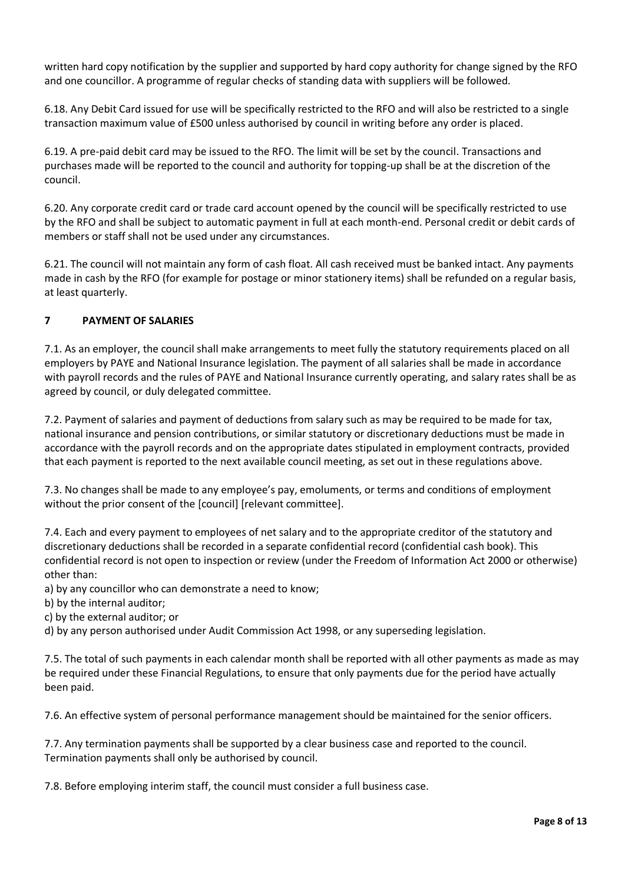written hard copy notification by the supplier and supported by hard copy authority for change signed by the RFO and one councillor. A programme of regular checks of standing data with suppliers will be followed.

6.18. Any Debit Card issued for use will be specifically restricted to the RFO and will also be restricted to a single transaction maximum value of £500 unless authorised by council in writing before any order is placed.

6.19. A pre-paid debit card may be issued to the RFO. The limit will be set by the council. Transactions and purchases made will be reported to the council and authority for topping-up shall be at the discretion of the council.

6.20. Any corporate credit card or trade card account opened by the council will be specifically restricted to use by the RFO and shall be subject to automatic payment in full at each month-end. Personal credit or debit cards of members or staff shall not be used under any circumstances.

6.21. The council will not maintain any form of cash float. All cash received must be banked intact. Any payments made in cash by the RFO (for example for postage or minor stationery items) shall be refunded on a regular basis, at least quarterly.

## 7 PAYMENT OF SALARIES

7.1. As an employer, the council shall make arrangements to meet fully the statutory requirements placed on all employers by PAYE and National Insurance legislation. The payment of all salaries shall be made in accordance with payroll records and the rules of PAYE and National Insurance currently operating, and salary rates shall be as agreed by council, or duly delegated committee.

7.2. Payment of salaries and payment of deductions from salary such as may be required to be made for tax, national insurance and pension contributions, or similar statutory or discretionary deductions must be made in accordance with the payroll records and on the appropriate dates stipulated in employment contracts, provided that each payment is reported to the next available council meeting, as set out in these regulations above.

7.3. No changes shall be made to any employee's pay, emoluments, or terms and conditions of employment without the prior consent of the [council] [relevant committee].

7.4. Each and every payment to employees of net salary and to the appropriate creditor of the statutory and discretionary deductions shall be recorded in a separate confidential record (confidential cash book). This confidential record is not open to inspection or review (under the Freedom of Information Act 2000 or otherwise) other than:

a) by any councillor who can demonstrate a need to know;
b) by the internal auditor;
c) by the external auditor; or
d) by any person authorised under Audit Commission Act 1998, or any superseding legislation.

7.5. The total of such payments in each calendar month shall be reported with all other payments as made as may be required under these Financial Regulations, to ensure that only payments due for the period have actually been paid.

7.6. An effective system of personal performance management should be maintained for the senior officers.

7.7. Any termination payments shall be supported by a clear business case and reported to the council. Termination payments shall only be authorised by council.

7.8. Before employing interim staff, the council must consider a full business case.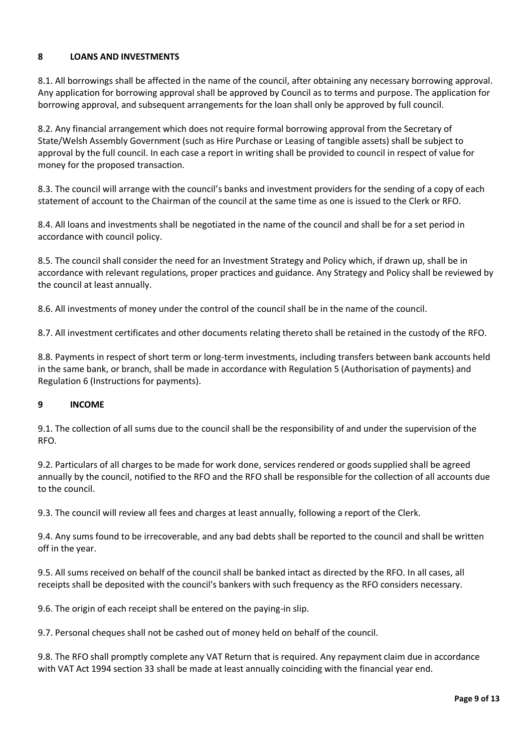## 8 LOANS AND INVESTMENTS

8.1. All borrowings shall be affected in the name of the council, after obtaining any necessary borrowing approval. Any application for borrowing approval shall be approved by Council as to terms and purpose. The application for borrowing approval, and subsequent arrangements for the loan shall only be approved by full council.

8.2. Any financial arrangement which does not require formal borrowing approval from the Secretary of State/Welsh Assembly Government (such as Hire Purchase or Leasing of tangible assets) shall be subject to approval by the full council. In each case a report in writing shall be provided to council in respect of value for money for the proposed transaction.

8.3. The council will arrange with the council's banks and investment providers for the sending of a copy of each statement of account to the Chairman of the council at the same time as one is issued to the Clerk or RFO.

8.4. All loans and investments shall be negotiated in the name of the council and shall be for a set period in accordance with council policy.

8.5. The council shall consider the need for an Investment Strategy and Policy which, if drawn up, shall be in accordance with relevant regulations, proper practices and guidance. Any Strategy and Policy shall be reviewed by the council at least annually.

8.6. All investments of money under the control of the council shall be in the name of the council.

8.7. All investment certificates and other documents relating thereto shall be retained in the custody of the RFO.

8.8. Payments in respect of short term or long-term investments, including transfers between bank accounts held in the same bank, or branch, shall be made in accordance with Regulation 5 (Authorisation of payments) and Regulation 6 (Instructions for payments).

## 9 INCOME

9.1. The collection of all sums due to the council shall be the responsibility of and under the supervision of the RFO.

9.2. Particulars of all charges to be made for work done, services rendered or goods supplied shall be agreed annually by the council, notified to the RFO and the RFO shall be responsible for the collection of all accounts due to the council.

9.3. The council will review all fees and charges at least annually, following a report of the Clerk.

9.4. Any sums found to be irrecoverable, and any bad debts shall be reported to the council and shall be written off in the year.

9.5. All sums received on behalf of the council shall be banked intact as directed by the RFO. In all cases, all receipts shall be deposited with the council's bankers with such frequency as the RFO considers necessary.

9.6. The origin of each receipt shall be entered on the paying-in slip.

9.7. Personal cheques shall not be cashed out of money held on behalf of the council.

9.8. The RFO shall promptly complete any VAT Return that is required. Any repayment claim due in accordance with VAT Act 1994 section 33 shall be made at least annually coinciding with the financial year end.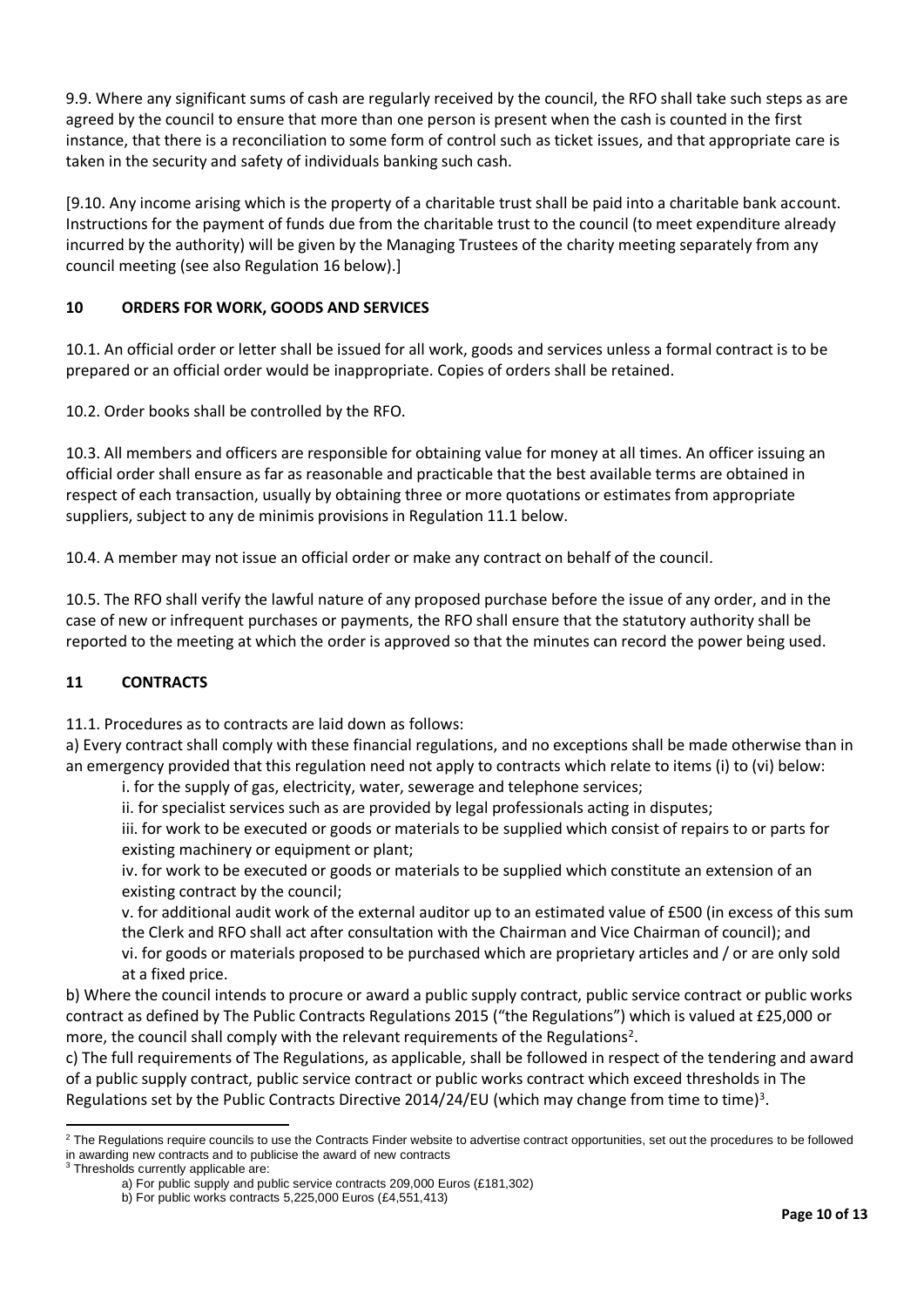9.9. Where any significant sums of cash are regularly received by the council, the RFO shall take such steps as are agreed by the council to ensure that more than one person is present when the cash is counted in the first instance, that there is a reconciliation to some form of control such as ticket issues, and that appropriate care is taken in the security and safety of individuals banking such cash.

[9.10. Any income arising which is the property of a charitable trust shall be paid into a charitable bank account. Instructions for the payment of funds due from the charitable trust to the council (to meet expenditure already incurred by the authority) will be given by the Managing Trustees of the charity meeting separately from any council meeting (see also Regulation 16 below).]

## 10 ORDERS FOR WORK, GOODS AND SERVICES

10.1. An official order or letter shall be issued for all work, goods and services unless a formal contract is to be prepared or an official order would be inappropriate. Copies of orders shall be retained.

10.2. Order books shall be controlled by the RFO.

10.3. All members and officers are responsible for obtaining value for money at all times. An officer issuing an official order shall ensure as far as reasonable and practicable that the best available terms are obtained in respect of each transaction, usually by obtaining three or more quotations or estimates from appropriate suppliers, subject to any de minimis provisions in Regulation 11.1 below.

10.4. A member may not issue an official order or make any contract on behalf of the council.

10.5. The RFO shall verify the lawful nature of any proposed purchase before the issue of any order, and in the case of new or infrequent purchases or payments, the RFO shall ensure that the statutory authority shall be reported to the meeting at which the order is approved so that the minutes can record the power being used.

## 11 CONTRACTS

11.1. Procedures as to contracts are laid down as follows:

a) Every contract shall comply with these financial regulations, and no exceptions shall be made otherwise than in an emergency provided that this regulation need not apply to contracts which relate to items (i) to (vi) below:

- i. for the supply of gas, electricity, water, sewerage and telephone services;
- ii. for specialist services such as are provided by legal professionals acting in disputes;
- iii. for work to be executed or goods or materials to be supplied which consist of repairs to or parts for existing machinery or equipment or plant;
- iv. for work to be executed or goods or materials to be supplied which constitute an extension of an existing contract by the council;
- v. for additional audit work of the external auditor up to an estimated value of £500 (in excess of this sum the Clerk and RFO shall act after consultation with the Chairman and Vice Chairman of council); and
- vi. for goods or materials proposed to be purchased which are proprietary articles and / or are only sold at a fixed price.

b) Where the council intends to procure or award a public supply contract, public service contract or public works contract as defined by The Public Contracts Regulations 2015 ("the Regulations") which is valued at £25,000 or more, the council shall comply with the relevant requirements of the Regulations[2].

c) The full requirements of The Regulations, as applicable, shall be followed in respect of the tendering and award of a public supply contract, public service contract or public works contract which exceed thresholds in The Regulations set by the Public Contracts Directive 2014/24/EU (which may change from time to time)[3].

---

[2] The Regulations require councils to use the Contracts Finder website to advertise contract opportunities, set out the procedures to be followed in awarding new contracts and to publicise the award of new contracts

[3] Thresholds currently applicable are:

a) For public supply and public service contracts 209,000 Euros (£181,302)

b) For public works contracts 5,225,000 Euros (£4,551,413)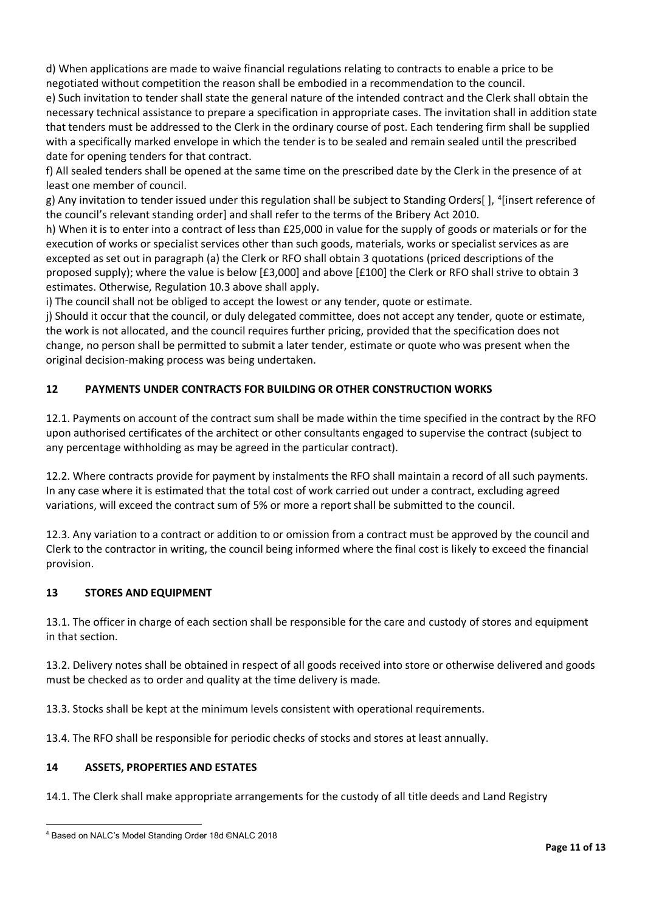d) When applications are made to waive financial regulations relating to contracts to enable a price to be negotiated without competition the reason shall be embodied in a recommendation to the council.

e) Such invitation to tender shall state the general nature of the intended contract and the Clerk shall obtain the necessary technical assistance to prepare a specification in appropriate cases. The invitation shall in addition state that tenders must be addressed to the Clerk in the ordinary course of post. Each tendering firm shall be supplied with a specifically marked envelope in which the tender is to be sealed and remain sealed until the prescribed date for opening tenders for that contract.

f) All sealed tenders shall be opened at the same time on the prescribed date by the Clerk in the presence of at least one member of council.

g) Any invitation to tender issued under this regulation shall be subject to Standing Orders[ ], [4][insert reference of the council's relevant standing order] and shall refer to the terms of the Bribery Act 2010.

h) When it is to enter into a contract of less than £25,000 in value for the supply of goods or materials or for the execution of works or specialist services other than such goods, materials, works or specialist services as are excepted as set out in paragraph (a) the Clerk or RFO shall obtain 3 quotations (priced descriptions of the proposed supply); where the value is below [£3,000] and above [£100] the Clerk or RFO shall strive to obtain 3 estimates. Otherwise, Regulation 10.3 above shall apply.

i) The council shall not be obliged to accept the lowest or any tender, quote or estimate.

j) Should it occur that the council, or duly delegated committee, does not accept any tender, quote or estimate, the work is not allocated, and the council requires further pricing, provided that the specification does not change, no person shall be permitted to submit a later tender, estimate or quote who was present when the original decision-making process was being undertaken.

## 12 PAYMENTS UNDER CONTRACTS FOR BUILDING OR OTHER CONSTRUCTION WORKS

12.1. Payments on account of the contract sum shall be made within the time specified in the contract by the RFO upon authorised certificates of the architect or other consultants engaged to supervise the contract (subject to any percentage withholding as may be agreed in the particular contract).

12.2. Where contracts provide for payment by instalments the RFO shall maintain a record of all such payments. In any case where it is estimated that the total cost of work carried out under a contract, excluding agreed variations, will exceed the contract sum of 5% or more a report shall be submitted to the council.

12.3. Any variation to a contract or addition to or omission from a contract must be approved by the council and Clerk to the contractor in writing, the council being informed where the final cost is likely to exceed the financial provision.

## 13 STORES AND EQUIPMENT

13.1. The officer in charge of each section shall be responsible for the care and custody of stores and equipment in that section.

13.2. Delivery notes shall be obtained in respect of all goods received into store or otherwise delivered and goods must be checked as to order and quality at the time delivery is made.

13.3. Stocks shall be kept at the minimum levels consistent with operational requirements.

13.4. The RFO shall be responsible for periodic checks of stocks and stores at least annually.

## 14 ASSETS, PROPERTIES AND ESTATES

14.1. The Clerk shall make appropriate arrangements for the custody of all title deeds and Land Registry

---

[4] Based on NALC's Model Standing Order 18d ©NALC 2018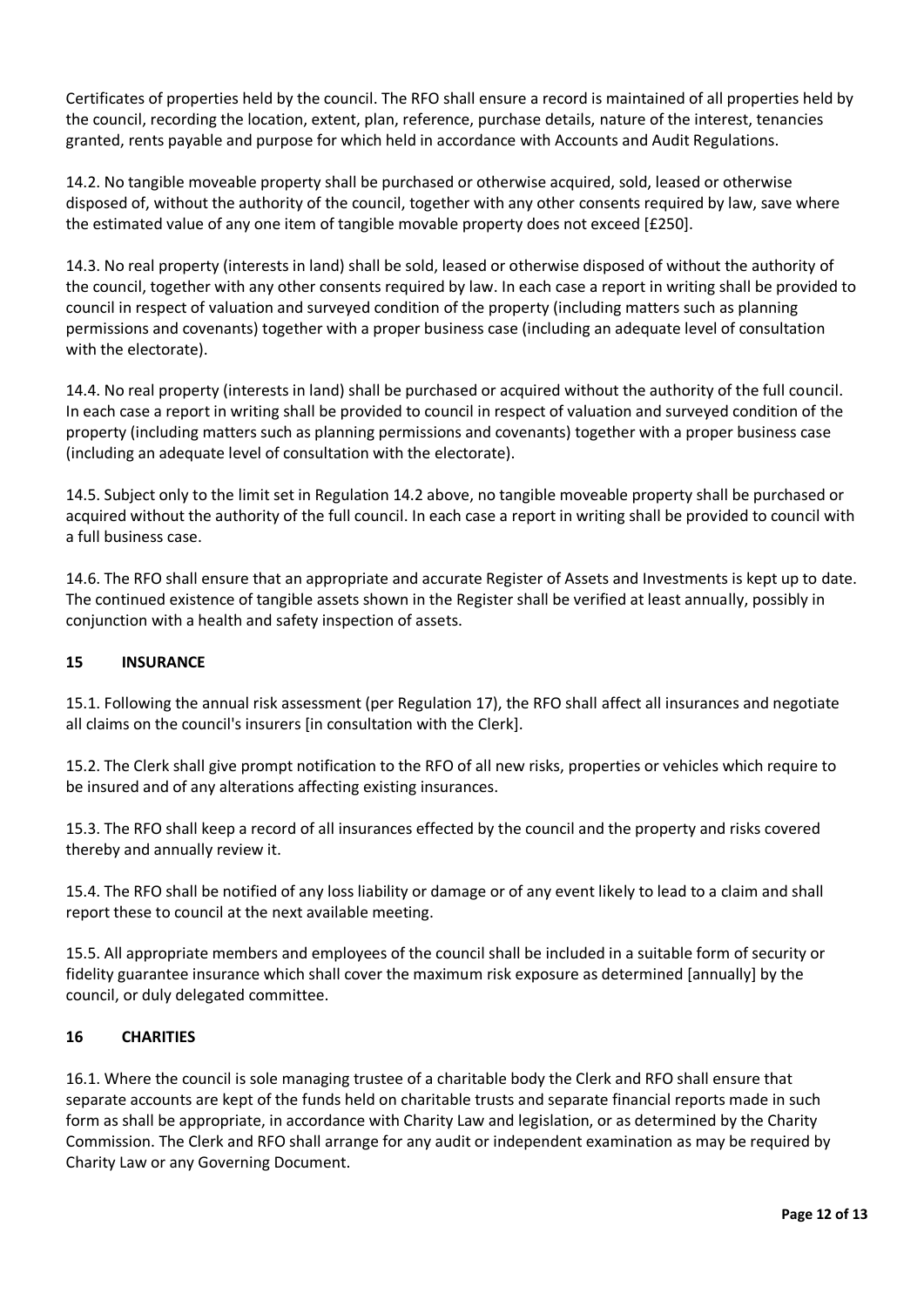Certificates of properties held by the council. The RFO shall ensure a record is maintained of all properties held by the council, recording the location, extent, plan, reference, purchase details, nature of the interest, tenancies granted, rents payable and purpose for which held in accordance with Accounts and Audit Regulations.

14.2. No tangible moveable property shall be purchased or otherwise acquired, sold, leased or otherwise disposed of, without the authority of the council, together with any other consents required by law, save where the estimated value of any one item of tangible movable property does not exceed [£250].

14.3. No real property (interests in land) shall be sold, leased or otherwise disposed of without the authority of the council, together with any other consents required by law. In each case a report in writing shall be provided to council in respect of valuation and surveyed condition of the property (including matters such as planning permissions and covenants) together with a proper business case (including an adequate level of consultation with the electorate).

14.4. No real property (interests in land) shall be purchased or acquired without the authority of the full council. In each case a report in writing shall be provided to council in respect of valuation and surveyed condition of the property (including matters such as planning permissions and covenants) together with a proper business case (including an adequate level of consultation with the electorate).

14.5. Subject only to the limit set in Regulation 14.2 above, no tangible moveable property shall be purchased or acquired without the authority of the full council. In each case a report in writing shall be provided to council with a full business case.

14.6. The RFO shall ensure that an appropriate and accurate Register of Assets and Investments is kept up to date. The continued existence of tangible assets shown in the Register shall be verified at least annually, possibly in conjunction with a health and safety inspection of assets.

## 15 INSURANCE

15.1. Following the annual risk assessment (per Regulation 17), the RFO shall affect all insurances and negotiate all claims on the council's insurers [in consultation with the Clerk].

15.2. The Clerk shall give prompt notification to the RFO of all new risks, properties or vehicles which require to be insured and of any alterations affecting existing insurances.

15.3. The RFO shall keep a record of all insurances effected by the council and the property and risks covered thereby and annually review it.

15.4. The RFO shall be notified of any loss liability or damage or of any event likely to lead to a claim and shall report these to council at the next available meeting.

15.5. All appropriate members and employees of the council shall be included in a suitable form of security or fidelity guarantee insurance which shall cover the maximum risk exposure as determined [annually] by the council, or duly delegated committee.

## 16 CHARITIES

16.1. Where the council is sole managing trustee of a charitable body the Clerk and RFO shall ensure that separate accounts are kept of the funds held on charitable trusts and separate financial reports made in such form as shall be appropriate, in accordance with Charity Law and legislation, or as determined by the Charity Commission. The Clerk and RFO shall arrange for any audit or independent examination as may be required by Charity Law or any Governing Document.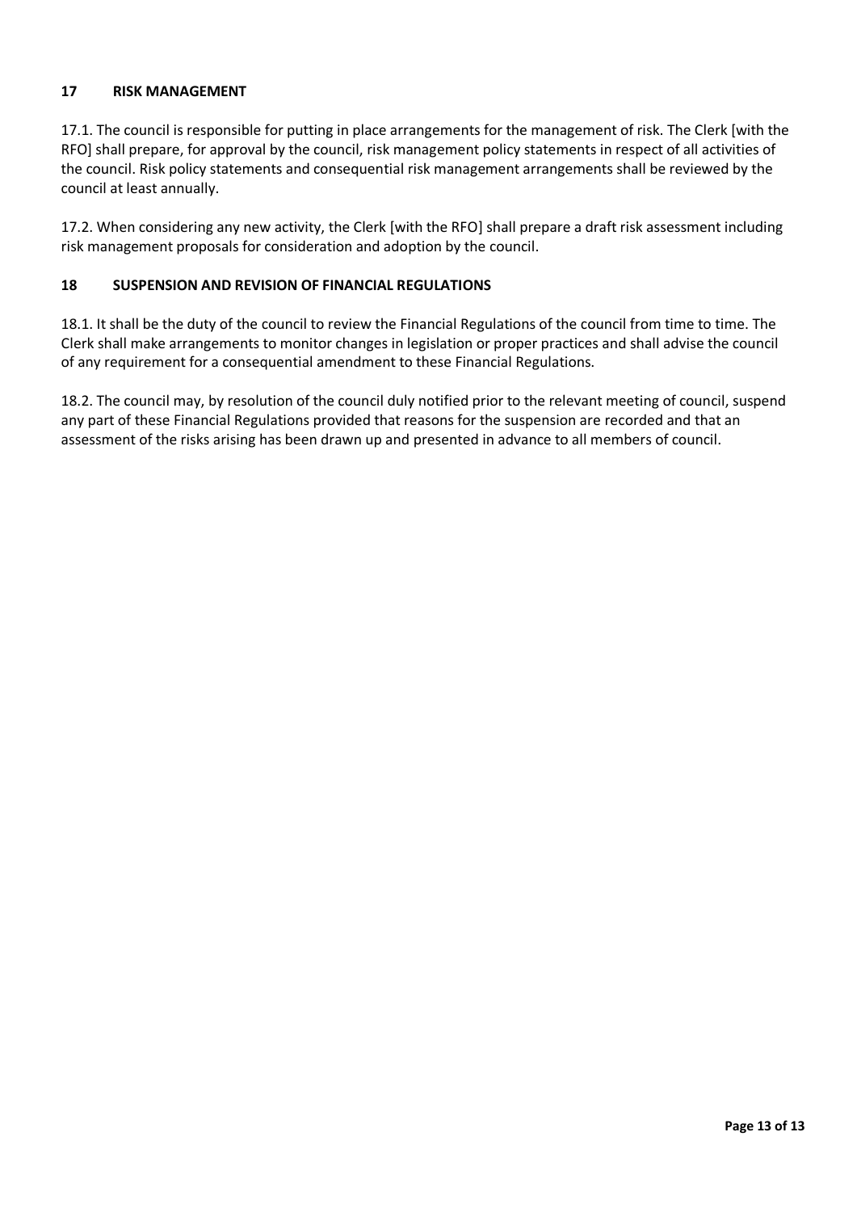## 17 RISK MANAGEMENT

17.1. The council is responsible for putting in place arrangements for the management of risk. The Clerk [with the RFO] shall prepare, for approval by the council, risk management policy statements in respect of all activities of the council. Risk policy statements and consequential risk management arrangements shall be reviewed by the council at least annually.

17.2. When considering any new activity, the Clerk [with the RFO] shall prepare a draft risk assessment including risk management proposals for consideration and adoption by the council.

## 18 SUSPENSION AND REVISION OF FINANCIAL REGULATIONS

18.1. It shall be the duty of the council to review the Financial Regulations of the council from time to time. The Clerk shall make arrangements to monitor changes in legislation or proper practices and shall advise the council of any requirement for a consequential amendment to these Financial Regulations.

18.2. The council may, by resolution of the council duly notified prior to the relevant meeting of council, suspend any part of these Financial Regulations provided that reasons for the suspension are recorded and that an assessment of the risks arising has been drawn up and presented in advance to all members of council.